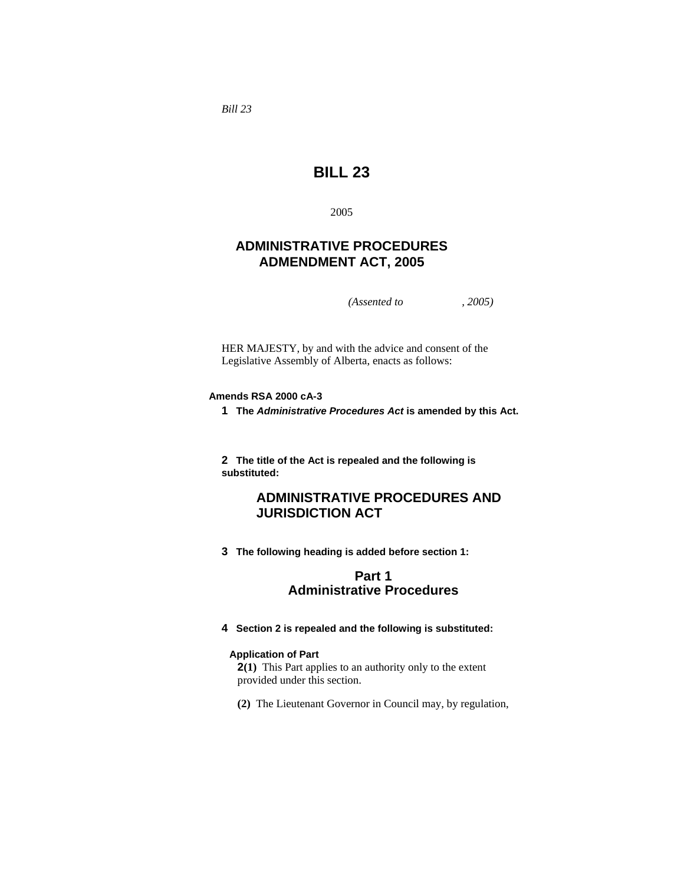*Bill 23*

# BILL 23

2005

## ADMINISTRATIVE PROCEDURES ADMENDMENT ACT, 2005

*(Assented to , 2005)*

HER MAJESTY, by and with the advice and consent of the Legislative Assembly of Alberta, enacts as follows:

**Amends RSA 2000 cA-3**

**1 The *Administrative Procedures Act* is amended by this Act.**

**2 The title of the Act is repealed and the following is substituted:**

## ADMINISTRATIVE PROCEDURES AND JURISDICTION ACT

**3 The following heading is added before section 1:**

### Part 1
### Administrative Procedures

**4 Section 2 is repealed and the following is substituted:**

**Application of Part**

**2(1)** This Part applies to an authority only to the extent provided under this section.

**(2)** The Lieutenant Governor in Council may, by regulation,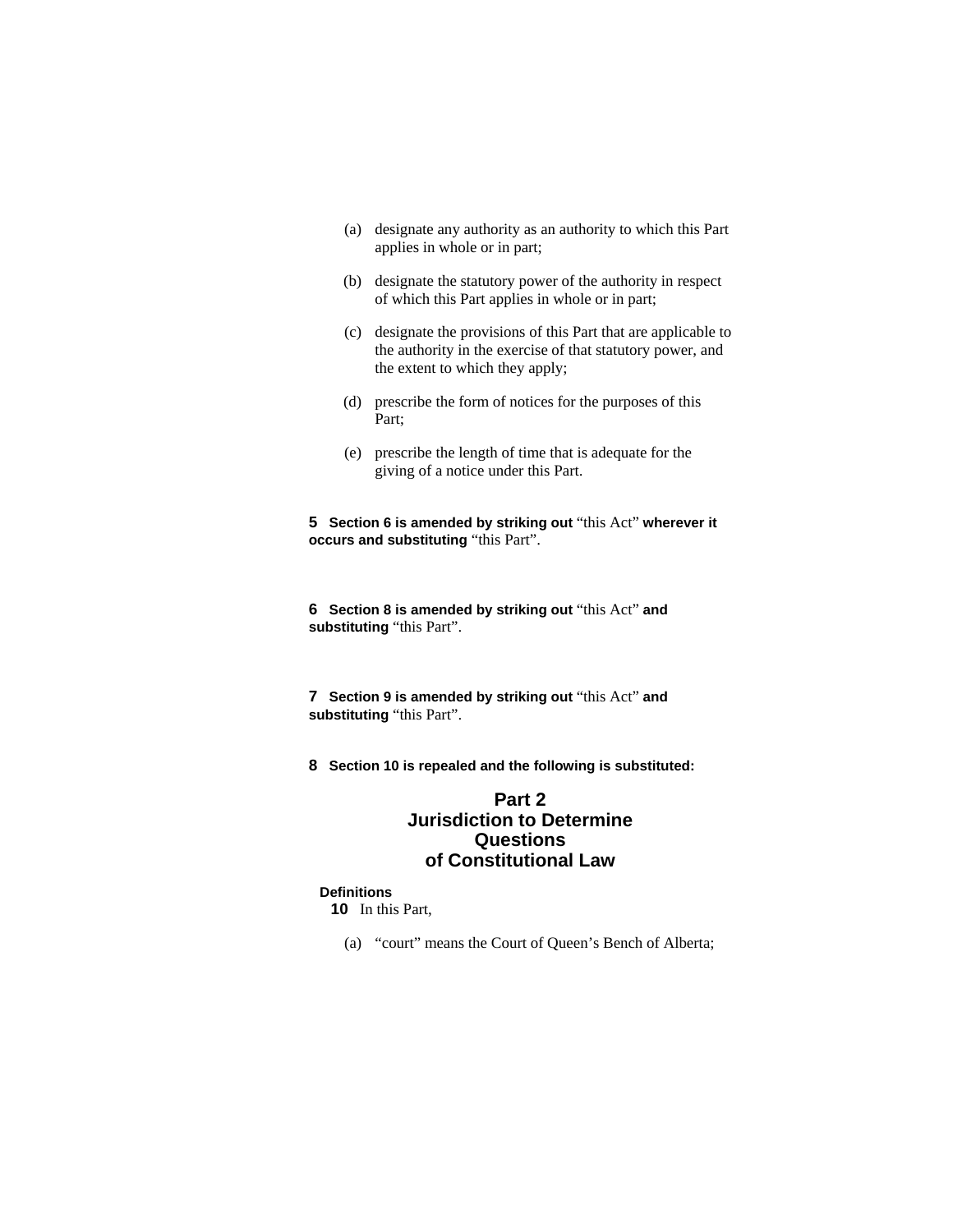(a) designate any authority as an authority to which this Part applies in whole or in part;

(b) designate the statutory power of the authority in respect of which this Part applies in whole or in part;

(c) designate the provisions of this Part that are applicable to the authority in the exercise of that statutory power, and the extent to which they apply;

(d) prescribe the form of notices for the purposes of this Part;

(e) prescribe the length of time that is adequate for the giving of a notice under this Part.

**5** **Section 6 is amended by striking out** “this Act” **wherever it occurs and substituting** “this Part”.

**6** **Section 8 is amended by striking out** “this Act” **and substituting** “this Part”.

**7** **Section 9 is amended by striking out** “this Act” **and substituting** “this Part”.

**8** **Section 10 is repealed and the following is substituted:**

## Part 2
## Jurisdiction to Determine Questions of Constitutional Law

**Definitions**

**10** In this Part,

(a) “court” means the Court of Queen’s Bench of Alberta;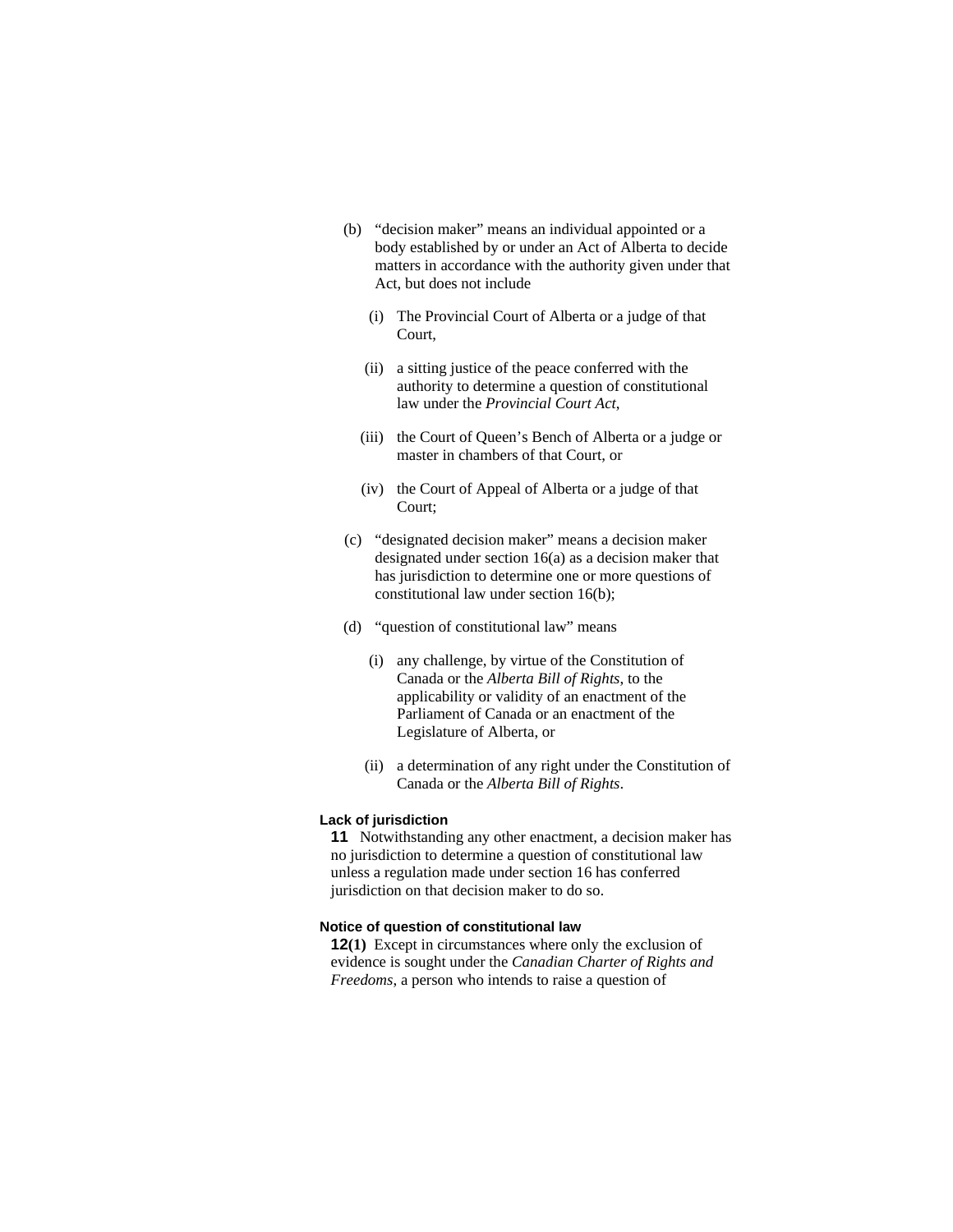(b) "decision maker" means an individual appointed or a body established by or under an Act of Alberta to decide matters in accordance with the authority given under that Act, but does not include

   (i) The Provincial Court of Alberta or a judge of that Court,

   (ii) a sitting justice of the peace conferred with the authority to determine a question of constitutional law under the *Provincial Court Act*,

   (iii) the Court of Queen's Bench of Alberta or a judge or master in chambers of that Court, or

   (iv) the Court of Appeal of Alberta or a judge of that Court;

(c) "designated decision maker" means a decision maker designated under section 16(a) as a decision maker that has jurisdiction to determine one or more questions of constitutional law under section 16(b);

(d) "question of constitutional law" means

   (i) any challenge, by virtue of the Constitution of Canada or the *Alberta Bill of Rights*, to the applicability or validity of an enactment of the Parliament of Canada or an enactment of the Legislature of Alberta, or

   (ii) a determination of any right under the Constitution of Canada or the *Alberta Bill of Rights*.

**Lack of jurisdiction**

**11** Notwithstanding any other enactment, a decision maker has no jurisdiction to determine a question of constitutional law unless a regulation made under section 16 has conferred jurisdiction on that decision maker to do so.

**Notice of question of constitutional law**

**12(1)** Except in circumstances where only the exclusion of evidence is sought under the *Canadian Charter of Rights and Freedoms*, a person who intends to raise a question of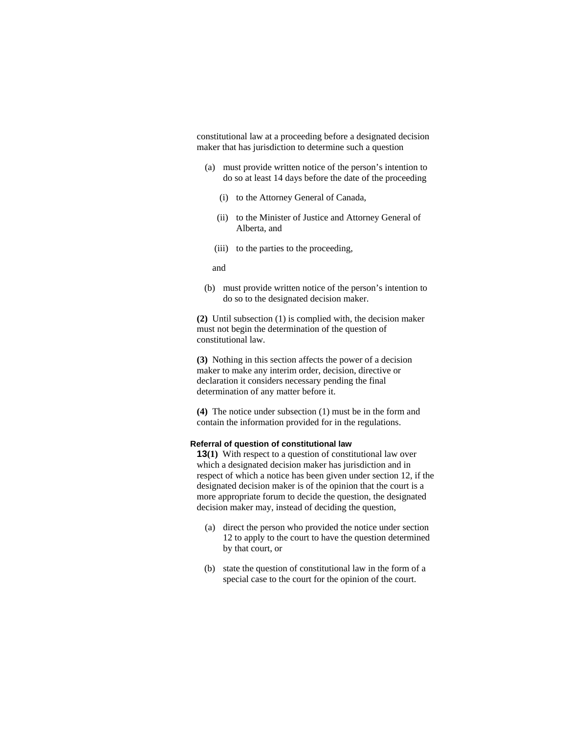constitutional law at a proceeding before a designated decision maker that has jurisdiction to determine such a question

(a) must provide written notice of the person's intention to do so at least 14 days before the date of the proceeding

(i) to the Attorney General of Canada,

(ii) to the Minister of Justice and Attorney General of Alberta, and

(iii) to the parties to the proceeding,

and

(b) must provide written notice of the person's intention to do so to the designated decision maker.

**(2)** Until subsection (1) is complied with, the decision maker must not begin the determination of the question of constitutional law.

**(3)** Nothing in this section affects the power of a decision maker to make any interim order, decision, directive or declaration it considers necessary pending the final determination of any matter before it.

**(4)** The notice under subsection (1) must be in the form and contain the information provided for in the regulations.

**Referral of question of constitutional law**

**13(1)** With respect to a question of constitutional law over which a designated decision maker has jurisdiction and in respect of which a notice has been given under section 12, if the designated decision maker is of the opinion that the court is a more appropriate forum to decide the question, the designated decision maker may, instead of deciding the question,

(a) direct the person who provided the notice under section 12 to apply to the court to have the question determined by that court, or

(b) state the question of constitutional law in the form of a special case to the court for the opinion of the court.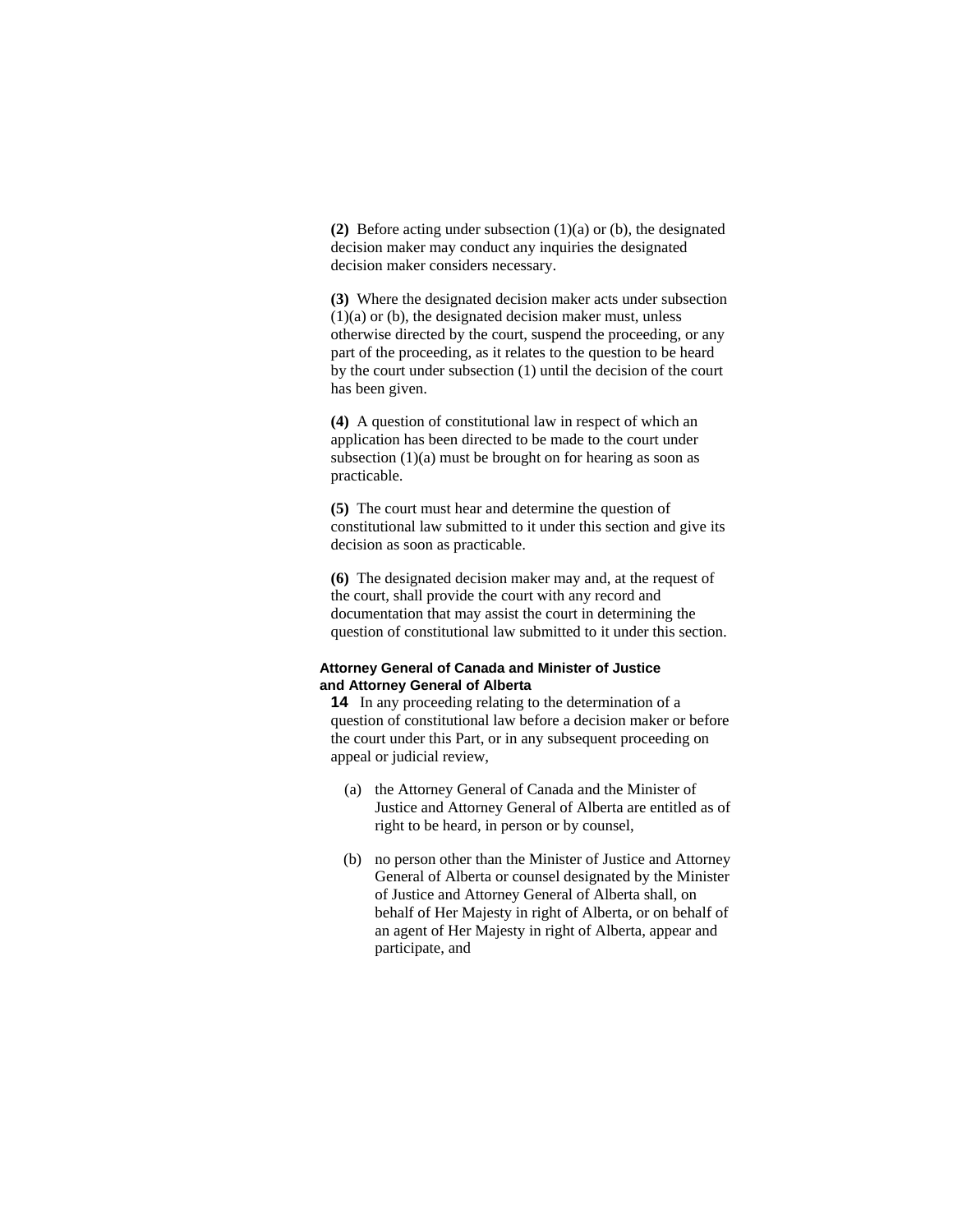**(2)** Before acting under subsection (1)(a) or (b), the designated decision maker may conduct any inquiries the designated decision maker considers necessary.

**(3)** Where the designated decision maker acts under subsection (1)(a) or (b), the designated decision maker must, unless otherwise directed by the court, suspend the proceeding, or any part of the proceeding, as it relates to the question to be heard by the court under subsection (1) until the decision of the court has been given.

**(4)** A question of constitutional law in respect of which an application has been directed to be made to the court under subsection (1)(a) must be brought on for hearing as soon as practicable.

**(5)** The court must hear and determine the question of constitutional law submitted to it under this section and give its decision as soon as practicable.

**(6)** The designated decision maker may and, at the request of the court, shall provide the court with any record and documentation that may assist the court in determining the question of constitutional law submitted to it under this section.

**Attorney General of Canada and Minister of Justice and Attorney General of Alberta**

**14** In any proceeding relating to the determination of a question of constitutional law before a decision maker or before the court under this Part, or in any subsequent proceeding on appeal or judicial review,

(a) the Attorney General of Canada and the Minister of Justice and Attorney General of Alberta are entitled as of right to be heard, in person or by counsel,

(b) no person other than the Minister of Justice and Attorney General of Alberta or counsel designated by the Minister of Justice and Attorney General of Alberta shall, on behalf of Her Majesty in right of Alberta, or on behalf of an agent of Her Majesty in right of Alberta, appear and participate, and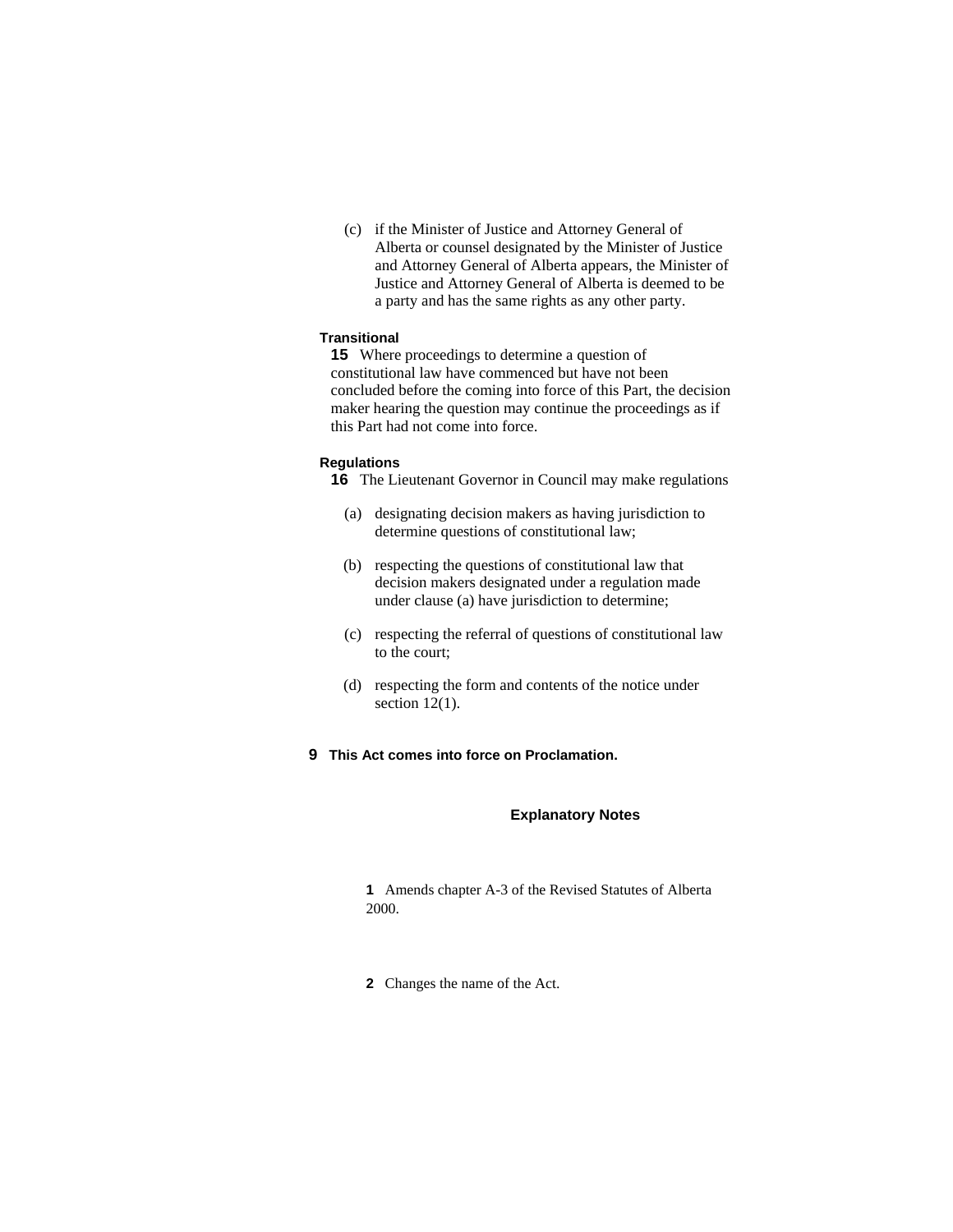(c) if the Minister of Justice and Attorney General of Alberta or counsel designated by the Minister of Justice and Attorney General of Alberta appears, the Minister of Justice and Attorney General of Alberta is deemed to be a party and has the same rights as any other party.

**Transitional**

**15** Where proceedings to determine a question of constitutional law have commenced but have not been concluded before the coming into force of this Part, the decision maker hearing the question may continue the proceedings as if this Part had not come into force.

**Regulations**

**16** The Lieutenant Governor in Council may make regulations

(a) designating decision makers as having jurisdiction to determine questions of constitutional law;

(b) respecting the questions of constitutional law that decision makers designated under a regulation made under clause (a) have jurisdiction to determine;

(c) respecting the referral of questions of constitutional law to the court;

(d) respecting the form and contents of the notice under section 12(1).

**9 This Act comes into force on Proclamation.**

## Explanatory Notes

**1** Amends chapter A-3 of the Revised Statutes of Alberta 2000.

**2** Changes the name of the Act.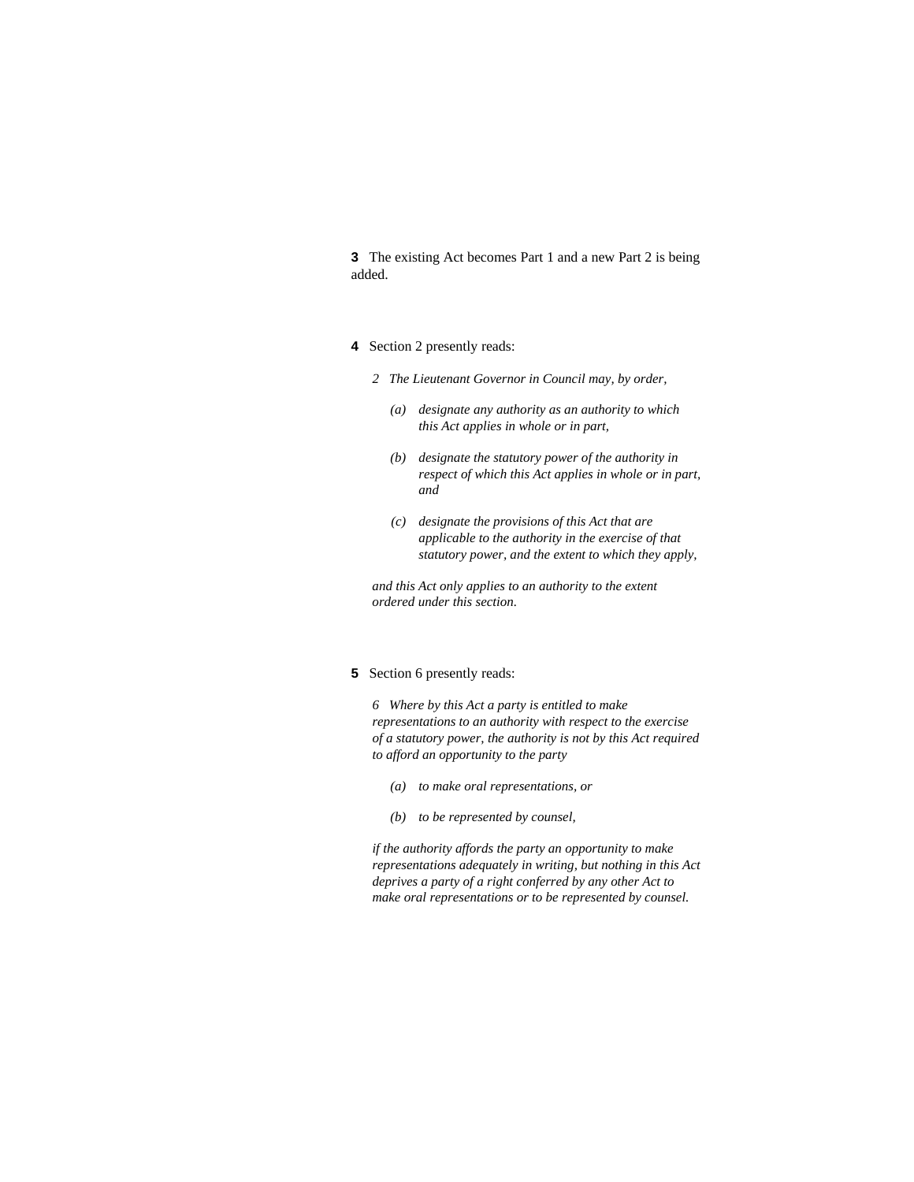**3** The existing Act becomes Part 1 and a new Part 2 is being added.

**4** Section 2 presently reads:

> *2 The Lieutenant Governor in Council may, by order,*
>
> *(a) designate any authority as an authority to which this Act applies in whole or in part,*
>
> *(b) designate the statutory power of the authority in respect of which this Act applies in whole or in part, and*
>
> *(c) designate the provisions of this Act that are applicable to the authority in the exercise of that statutory power, and the extent to which they apply,*
>
> *and this Act only applies to an authority to the extent ordered under this section.*

**5** Section 6 presently reads:

> *6 Where by this Act a party is entitled to make representations to an authority with respect to the exercise of a statutory power, the authority is not by this Act required to afford an opportunity to the party*
>
> *(a) to make oral representations, or*
>
> *(b) to be represented by counsel,*
>
> *if the authority affords the party an opportunity to make representations adequately in writing, but nothing in this Act deprives a party of a right conferred by any other Act to make oral representations or to be represented by counsel.*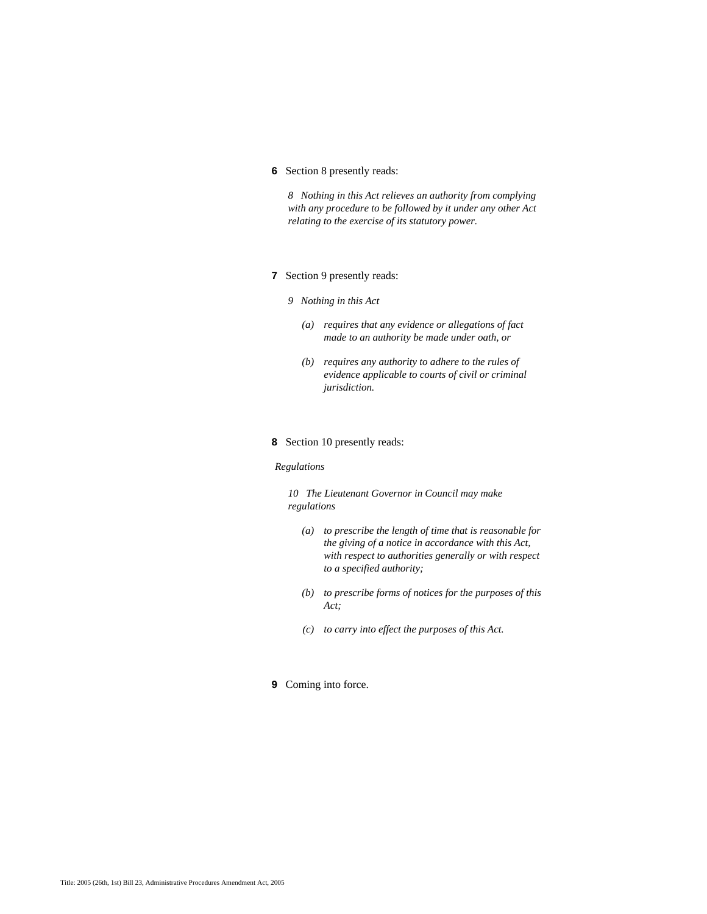**6** Section 8 presently reads:

> *8 Nothing in this Act relieves an authority from complying with any procedure to be followed by it under any other Act relating to the exercise of its statutory power.*

**7** Section 9 presently reads:

> *9 Nothing in this Act*
>
> *(a) requires that any evidence or allegations of fact made to an authority be made under oath, or*
>
> *(b) requires any authority to adhere to the rules of evidence applicable to courts of civil or criminal jurisdiction.*

**8** Section 10 presently reads:

> *Regulations*
>
> *10 The Lieutenant Governor in Council may make regulations*
>
> *(a) to prescribe the length of time that is reasonable for the giving of a notice in accordance with this Act, with respect to authorities generally or with respect to a specified authority;*
>
> *(b) to prescribe forms of notices for the purposes of this Act;*
>
> *(c) to carry into effect the purposes of this Act.*

**9** Coming into force.